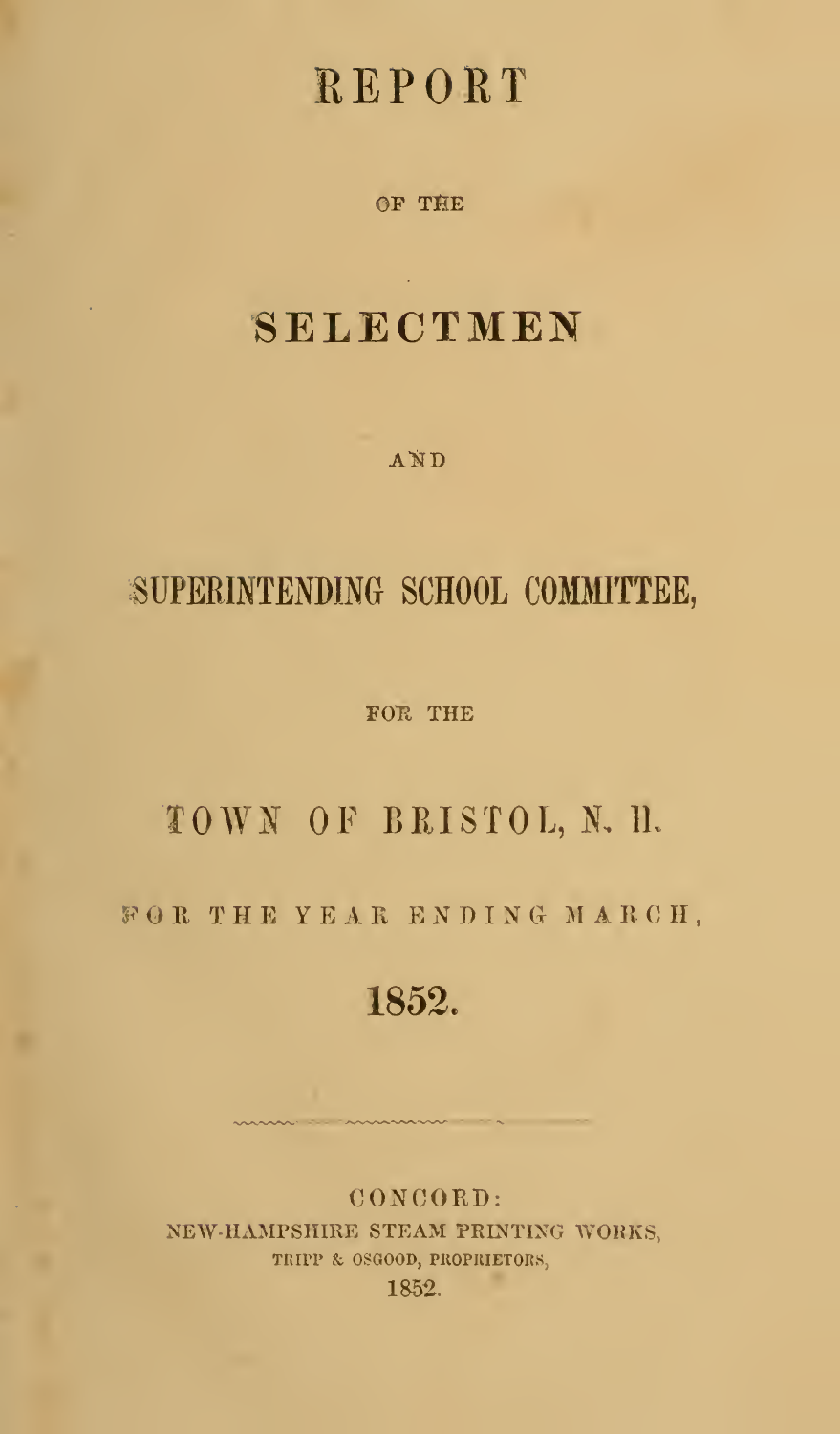# REPORT

OF THE

# SELECTMEN

AND

# SUPERINTENDING SCHOOL COMMITTEE,

FOR THE

## TOWN OF BRISTOL, N. H.

FOR THE YEAR ENDING MARCH,

## 1852.

CONCORD:
NEW-HAMPSHIRE STEAM PRINTING WORKS,
TRIPP & OSGOOD, PROPRIETORS,
1852.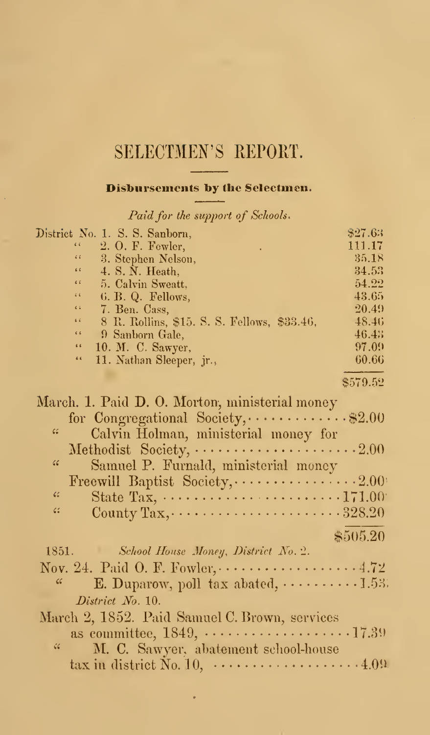# SELECTMEN'S REPORT.

## Disbursements by the Selectmen.

*Paid for the support of Schools.*

| | |
|---|---|
| District No. 1. S. S. Sanborn, | $27.63 |
| " 2. O. F. Fowler, | 111.17 |
| " 3. Stephen Nelson, | 35.18 |
| " 4. S. N. Heath, | 34.53 |
| " 5. Calvin Sweatt, | 54.22 |
| " 6. B. Q. Fellows, | 43.65 |
| " 7. Ben. Cass, | 20.49 |
| " 8 R. Rollins, $15. S. S. Fellows, $33.46, | 48.46 |
| " 9 Sanborn Gale, | 46.43 |
| " 10. M. C. Sawyer, | 97.09 |
| " 11. Nathan Sleeper, jr., | 60.66 |
| | $579.52 |

| | |
|---|---|
| March. 1. Paid D. O. Morton, ministerial money for Congregational Society, | $2.00 |
| " Calvin Holman, ministerial money for Methodist Society, | 2.00 |
| " Samuel P. Furnald, ministerial money Freewill Baptist Society, | 2.00 |
| " State Tax, | 171.00 |
| " County Tax, | 328.20 |
| | $505.20 |

1851. *School House Money, District No. 2.*

| | |
|---|---|
| Nov. 24. Paid O. F. Fowler, | 4.72 |
| " E. Duparow, poll tax abated, | 1.53 |

*District No. 10.*

| | |
|---|---|
| March 2, 1852. Paid Samuel C. Brown, services as committee, 1849, | 17.39 |
| " M. C. Sawyer, abatement school-house tax in district No. 10, | 4.09 |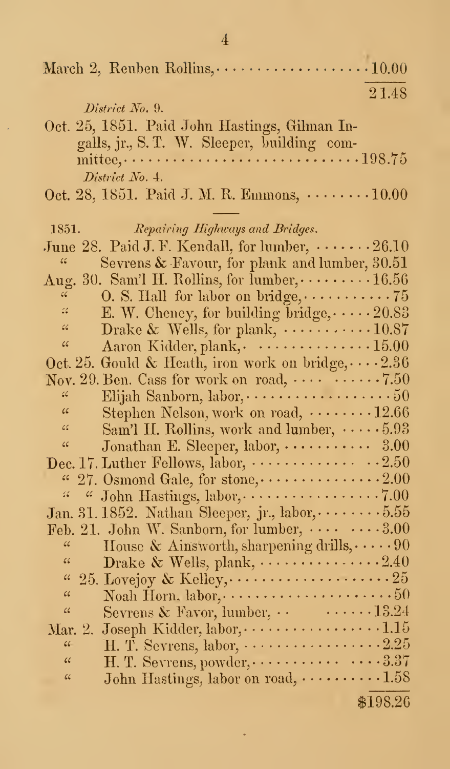March 2, Reuben Rollins, .................. 10.00

21.48

*District No. 9.*

Oct. 25, 1851. Paid John Hastings, Gilman Ingalls, jr., S. T. W. Sleeper, building committee, .......................... 198.75

*District No. 4.*

Oct. 28, 1851. Paid J. M. R. Emmons, ........ 10.00

---

1851. *Repairing Highways and Bridges.*

June 28. Paid J. F. Kendall, for lumber, ....... 26.10
" Sevrens & Favour, for plank and lumber, 30.51
Aug. 30. Sam'l H. Rollins, for lumber, ......... 16.56
" O. S. Hall for labor on bridge, ........... 75
" E. W. Cheney, for building bridge, ..... 20.83
" Drake & Wells, for plank, ........... 10.87
" Aaron Kidder, plank, .............. 15.00
Oct. 25. Gould & Heath, iron work on bridge, .... 2.36
Nov. 29. Ben. Cass for work on road, .... ...... 7.50
" Elijah Sanborn, labor, .................. 50
" Stephen Nelson, work on road, ........ 12.66
" Sam'l H. Rollins, work and lumber, ..... 5.93
" Jonathan E. Sleeper, labor, ........... 3.00
Dec. 17. Luther Fellows, labor, ............. .. 2.50
" 27. Osmond Gale, for stone, ............... 2.00
" " John Hastings, labor, ................. 7.00
Jan. 31. 1852. Nathan Sleeper, jr., labor, ........ 5.55
Feb. 21. John W. Sanborn, for lumber, .... .... 3.00
" House & Ainsworth, sharpening drills, ..... 90
" Drake & Wells, plank, ............... 2.40
" 25. Lovejoy & Kelley, .................... 25
" Noah Horn, labor, ..................... 50
" Sevrens & Favor, lumber, .. ...... 13.24
Mar. 2. Joseph Kidder, labor, ................. 1.15
" H. T. Sevrens, labor, ................. 2.25
" H. T. Sevrens, powder, ........... .... 3.37
" John Hastings, labor on road, .......... 1.58

$198.26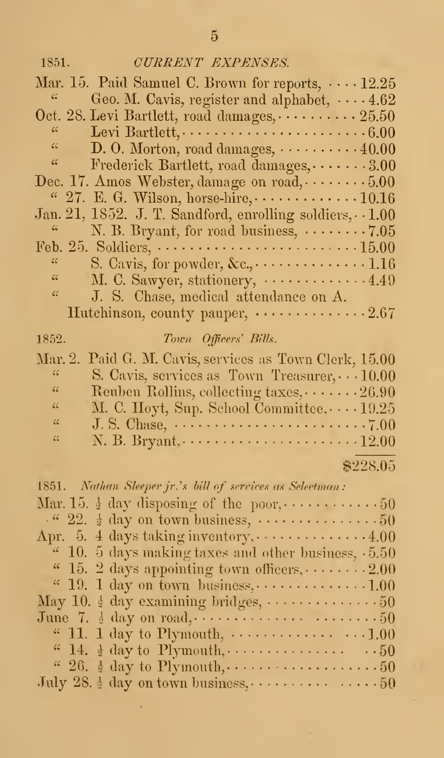## 1851. *CURRENT EXPENSES.*

Mar. 15. Paid Samuel C. Brown for reports, ···· 12.25
" Geo. M. Cavis, register and alphabet, ···· 4.62
Oct. 28. Levi Bartlett, road damages, ·········· 25.50
" Levi Bartlett, ······················ 6.00
" D. O. Morton, road damages, ·········· 40.00
" Frederick Bartlett, road damages, ······· 3.00
Dec. 17. Amos Webster, damage on road, ········ 5.00
" 27. E. G. Wilson, horse-hire, ············· 10.16
Jan. 21, 1852. J. T. Sandford, enrolling soldiers, ·· 1.00
" N. B. Bryant, for road business, ········ 7.05
Feb. 25. Soldiers, ························ 15.00
" S. Cavis, for powder, &c., ·············· 1.16
" M. C. Sawyer, stationery, ············· 4.49
" J. S. Chase, medical attendance on A. Hutchinson, county pauper, ·············· 2.67

### 1852. *Town Officers' Bills.*

Mar. 2. Paid G. M. Cavis, services as Town Clerk, 15.00
" S. Cavis, services as Town Treasurer, ··· 10.00
" Reuben Rollins, collecting taxes, ······· 26.90
" M. C. Hoyt, Sup. School Committee, ···· 19.25
" J. S. Chase, ························ 7.00
" N. B. Bryant, ······················ 12.00

$228.05

1851. *Nathan Sleeper jr.'s bill of services as Selectman:*

Mar. 15. ½ day disposing of the poor, ··········· .50
" 22. ½ day on town business, ··············· .50
Apr. 5. 4 days taking inventory, ·············· 4.00
" 10. 5 days making taxes and other business, · 5.50
" 15. 2 days appointing town officers, ········ 2.00
" 19. 1 day on town business, ·············· 1.00
May 10. ½ day examining bridges, ·············· .50
June 7. ½ day on road, ······················· .50
" 11. 1 day to Plymouth, ················· 1.00
" 14. ½ day to Plymouth, ················· .50
" 26. ½ day to Plymouth, ················· .50
July 28. ½ day on town business, ·············· .50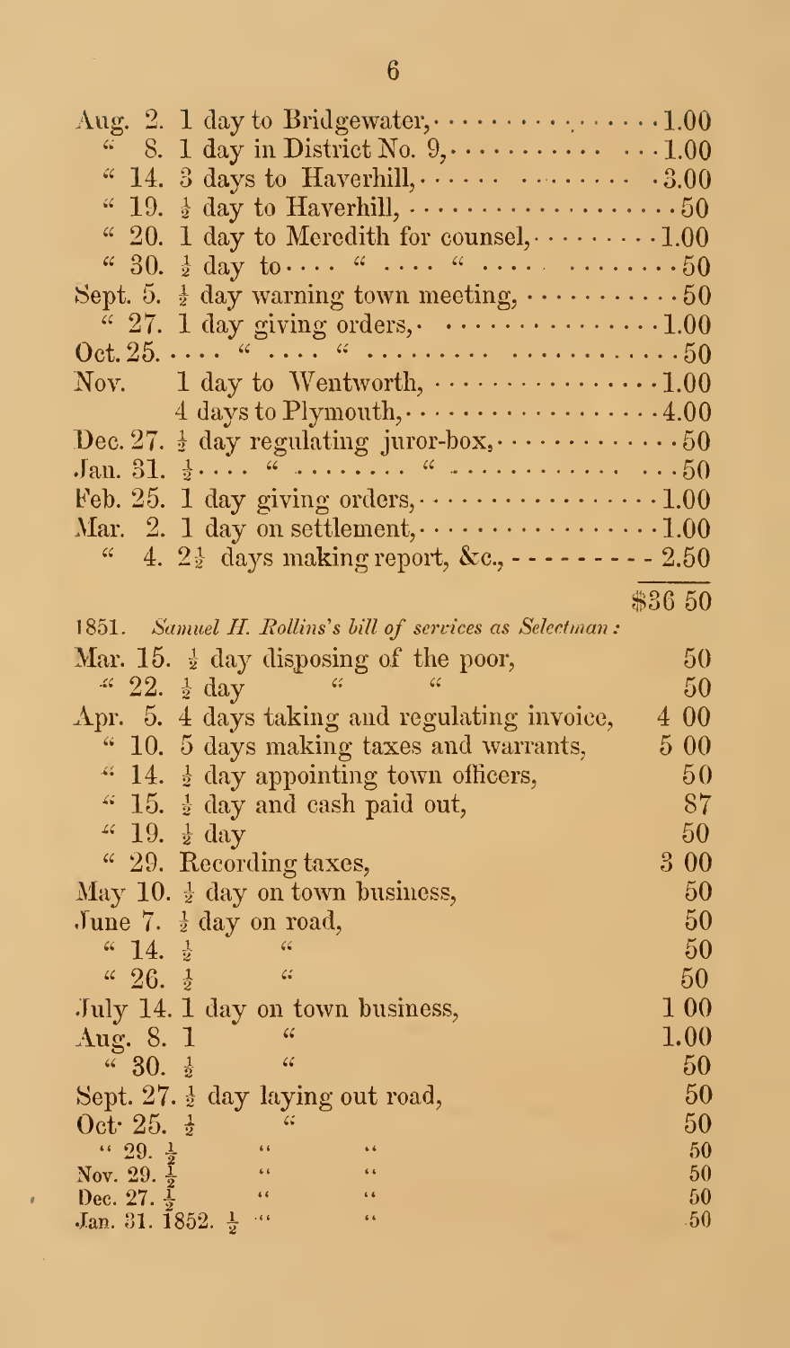| | |
|---|---|
| Aug. 2. 1 day to Bridgewater, | 1.00 |
| " 8. 1 day in District No. 9, | 1.00 |
| " 14. 3 days to Haverhill, | 3.00 |
| " 19. ½ day to Haverhill, | 50 |
| " 20. 1 day to Meredith for counsel, | 1.00 |
| " 30. ½ day to " " | 50 |
| Sept. 5. ½ day warning town meeting, | 50 |
| " 27. 1 day giving orders, | 1.00 |
| Oct. 25. " " | 50 |
| Nov. 1 day to Wentworth, | 1.00 |
| 4 days to Plymouth, | 4.00 |
| Dec. 27. ½ day regulating juror-box, | 50 |
| Jan. 31. ½ " " | 50 |
| Feb. 25. 1 day giving orders, | 1.00 |
| Mar. 2. 1 day on settlement, | 1.00 |
| " 4. 2½ days making report, &c., | 2.50 |
| | $36 50 |

1851. *Samuel H. Rollins's bill of services as Selectman:*

| | |
|---|---|
| Mar. 15. ½ day disposing of the poor, | 50 |
| " 22. ½ day " " | 50 |
| Apr. 5. 4 days taking and regulating invoice, | 4 00 |
| " 10. 5 days making taxes and warrants, | 5 00 |
| " 14. ½ day appointing town officers, | 50 |
| " 15. ½ day and cash paid out, | 87 |
| " 19. ½ day | 50 |
| " 29. Recording taxes, | 3 00 |
| May 10. ½ day on town business, | 50 |
| June 7. ½ day on road, | 50 |
| " 14. ½ " | 50 |
| " 26. ½ " | 50 |
| July 14. 1 day on town business, | 1 00 |
| Aug. 8. 1 " | 1.00 |
| " 30. ½ " | 50 |
| Sept. 27. ½ day laying out road, | 50 |
| Oct. 25. ½ " | 50 |
| " 29. ½ " " | 50 |
| Nov. 29. ½ " " | 50 |
| Dec. 27. ½ " " | 50 |
| Jan. 31. 1852. ½ " " | 50 |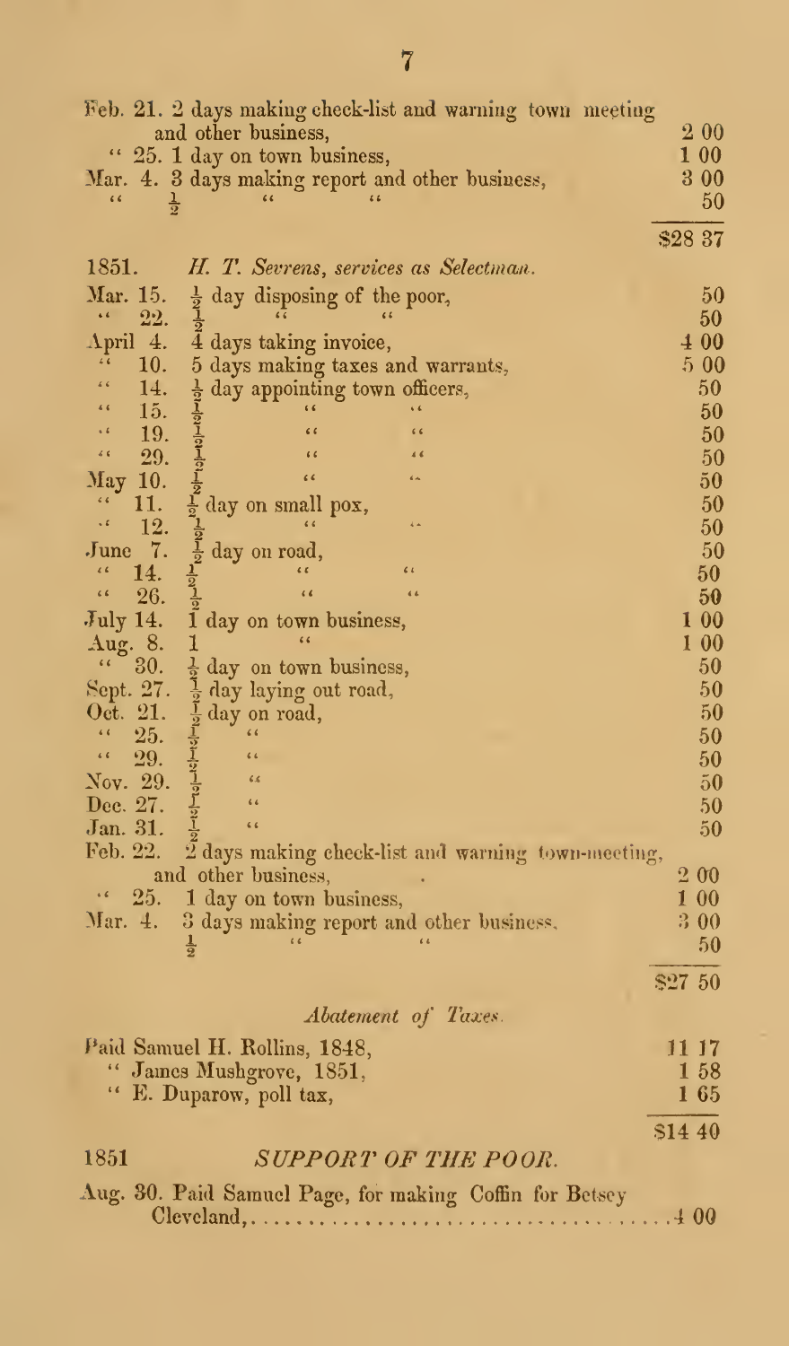| | | |
|---|---|---|
| Feb. 21. | 2 days making check-list and warning town meeting and other business, | 2 00 |
| " 25. | 1 day on town business, | 1 00 |
| Mar. 4. | 3 days making report and other business, | 3 00 |
| " | ½ " " | 50 |
| | | $28 37 |

1851. *H. T. Sevrens, services as Selectman.*

| | | |
|---|---|---|
| Mar. 15. | ½ day disposing of the poor, | 50 |
| " 22. | ½ " " | 50 |
| April 4. | 4 days taking invoice, | 4 00 |
| " 10. | 5 days making taxes and warrants, | 5 00 |
| " 14. | ½ day appointing town officers, | 50 |
| " 15. | ½ " " | 50 |
| " 19. | ½ " " | 50 |
| " 29. | ½ " " | 50 |
| May 10. | ½ " " | 50 |
| " 11. | ½ day on small pox, | 50 |
| " 12. | ½ " " | 50 |
| June 7. | ½ day on road, | 50 |
| " 14. | ½ " " | 50 |
| " 26. | ½ " " | 50 |
| July 14. | 1 day on town business, | 1 00 |
| Aug. 8. | 1 " | 1 00 |
| " 30. | ½ day on town business, | 50 |
| Sept. 27. | ½ day laying out road, | 50 |
| Oct. 21. | ½ day on road, | 50 |
| " 25. | ½ " | 50 |
| " 29. | ½ " | 50 |
| Nov. 29. | ½ " | 50 |
| Dec. 27. | ½ " | 50 |
| Jan. 31. | ½ " | 50 |
| Feb. 22. | 2 days making check-list and warning town-meeting, and other business, | 2 00 |
| " 25. | 1 day on town business, | 1 00 |
| Mar. 4. | 3 days making report and other business, | 3 00 |
| | ½ " " | 50 |
| | | $27 50 |

*Abatement of Taxes.*

| | |
|---|---|
| Paid Samuel H. Rollins, 1848, | 11 17 |
| " James Mushgrove, 1851, | 1 58 |
| " E. Duparow, poll tax, | 1 65 |
| | $14 40 |

## 1851 SUPPORT OF THE POOR.

Aug. 30. Paid Samuel Page, for making Coffin for Betsey Cleveland, .......... 4 00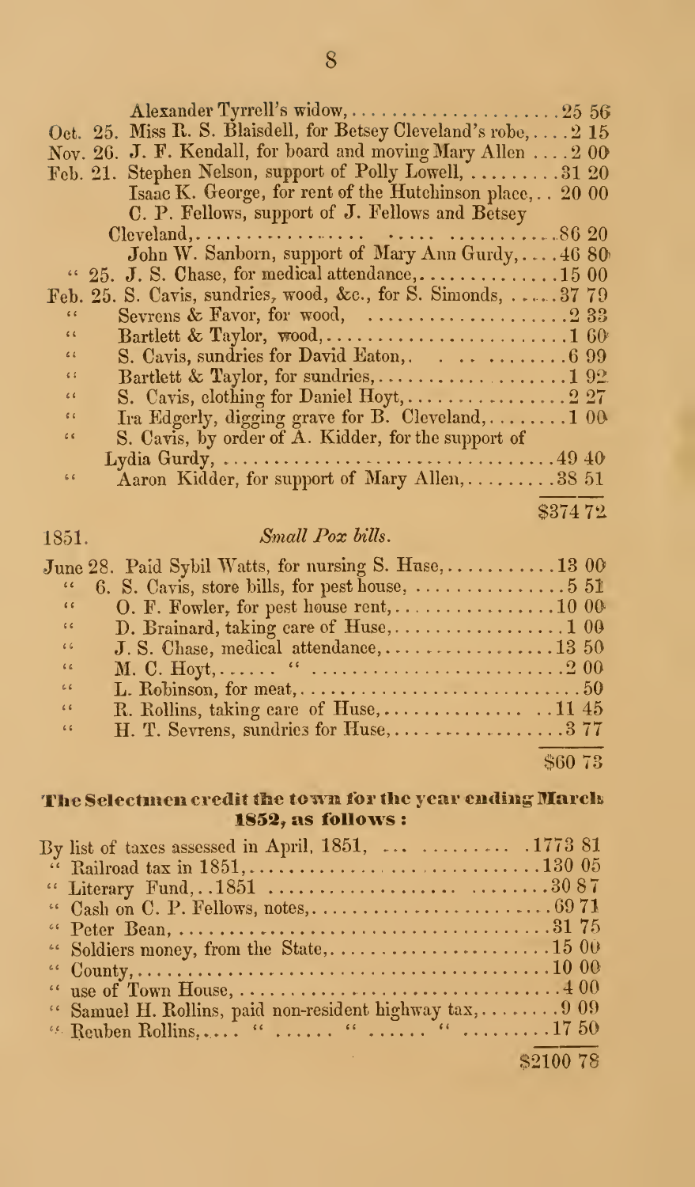| | | |
|---|---|---|
| | Alexander Tyrrell's widow, | 25 56 |
| Oct. 25. | Miss R. S. Blaisdell, for Betsey Cleveland's robe, | 2 15 |
| Nov. 26. | J. F. Kendall, for board and moving Mary Allen | 2 00 |
| Feb. 21. | Stephen Nelson, support of Polly Lowell, | 31 20 |
| | Isaac K. George, for rent of the Hutchinson place, | 20 00 |
| | C. P. Fellows, support of J. Fellows and Betsey Cleveland, | 86 20 |
| | John W. Sanborn, support of Mary Ann Gurdy, | 46 80 |
| " 25. | J. S. Chase, for medical attendance, | 15 00 |
| Feb. 25. | S. Cavis, sundries, wood, &c., for S. Simonds, | 37 79 |
| " | Sevrens & Favor, for wood, | 2 33 |
| " | Bartlett & Taylor, wood, | 1 60 |
| " | S. Cavis, sundries for David Eaton, | 6 99 |
| " | Bartlett & Taylor, for sundries, | 1 92 |
| " | S. Cavis, clothing for Daniel Hoyt, | 2 27 |
| " | Ira Edgerly, digging grave for B. Cleveland, | 1 00 |
| " | S. Cavis, by order of A. Kidder, for the support of Lydia Gurdy, | 49 40 |
| " | Aaron Kidder, for support of Mary Allen, | 38 51 |
| | | $374 72 |

1851. *Small Pox bills.*

| | | |
|---|---|---|
| June 28. | Paid Sybil Watts, for nursing S. Huse, | 13 00 |
| " 6. | S. Cavis, store bills, for pest house, | 5 51 |
| " | O. F. Fowler, for pest house rent, | 10 00 |
| " | D. Brainard, taking care of Huse, | 1 00 |
| " | J. S. Chase, medical attendance, | 13 50 |
| " | M. C. Hoyt, " | 2 00 |
| " | L. Robinson, for meat, | 50 |
| " | R. Rollins, taking care of Huse, | 11 45 |
| " | H. T. Sevrens, sundries for Huse, | 3 77 |
| | | $60 73 |

**The Selectmen credit the town for the year ending March 1852, as follows:**

| | |
|---|---|
| By list of taxes assessed in April, 1851, | 1773 81 |
| " Railroad tax in 1851, | 130 05 |
| " Literary Fund, 1851 | 30 87 |
| " Cash on C. P. Fellows, notes, | 69 71 |
| " Peter Bean, | 31 75 |
| " Soldiers money, from the State, | 15 00 |
| " County, | 10 00 |
| " use of Town House, | 4 00 |
| " Samuel H. Rollins, paid non-resident highway tax, | 9 09 |
| " Reuben Rollins, " " " | 17 50 |
| | $2100 78 |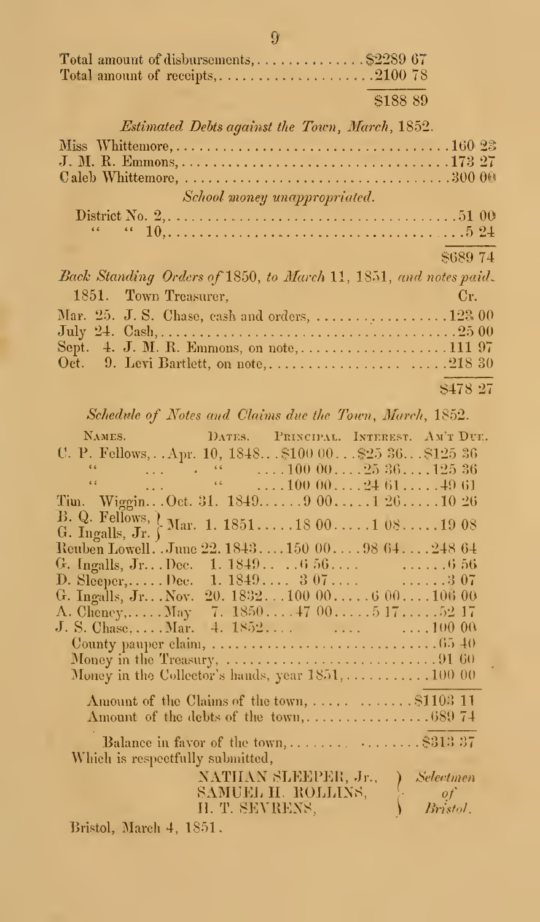Total amount of disbursements,..............$2289 67
Total amount of receipts,....................2100 78

$188 89

*Estimated Debts against the Town, March, 1852.*

Miss Whittemore,....................................160 23
J. M. R. Emmons,....................................173 27
Caleb Whittemore, ..................................300 00

*School money unappropriated.*

District No. 2,......................................51 00
" " 10,...........................................5 24

$689 74

*Back Standing Orders of 1850, to March 11, 1851, and notes paid.*

1851. Town Treasurer, Cr.

Mar. 25. J. S. Chase, cash and orders, .................123 00
July 24. Cash,.........................................25 00
Sept. 4. J. M. R. Emmons, on note,...................111 97
Oct. 9. Levi Bartlett, on note,.......................218 30

$478 27

*Schedule of Notes and Claims due the Town, March, 1852.*

| Names. | Dates. | Principal. | Interest. | Am't Due. |
|---|---|---|---|---|
| C. P. Fellows, | Apr. 10, 1848 | $100 00 | $25 36 | $125 36 |
| " | " | 100 00 | 25 36 | 125 36 |
| " | " | 100 00 | 24 61 | 49 61 |
| Tim. Wiggin | Oct. 31. 1849 | 9 00 | 1 26 | 10 26 |
| B. Q. Fellows, G. Ingalls, Jr. | Mar. 1. 1851 | 18 00 | 1 08 | 19 08 |
| Reuben Lowell | June 22. 1843 | 150 00 | 98 64 | 248 64 |
| G. Ingalls, Jr. | Dec. 1. 1849 | 6 56 | | 6 56 |
| D. Sleeper, | Dec. 1. 1849 | 3 07 | | 3 07 |
| G. Ingalls, Jr. | Nov. 20. 1832 | 100 00 | 6 00 | 106 00 |
| A. Cheney, | May 7. 1850 | 47 00 | 5 17 | 52 17 |
| J. S. Chase, | Mar. 4. 1852 | | | 100 00 |

County pauper claim, ...............................65 40
Money in the Treasury, .............................91 60
Money in the Collector's hands, year 1851,...........100 00

Amount of the Claims of the town, ..................$1103 11
Amount of the debts of the town,.....................689 74

Balance in favor of the town,.......................$313 37

Which is respectfully submitted,

NATHAN SLEEPER, Jr., 
SAMUEL H. ROLLINS, 
H. T. SEVRENS, 
*Selectmen of Bristol.*

Bristol, March 4, 1851.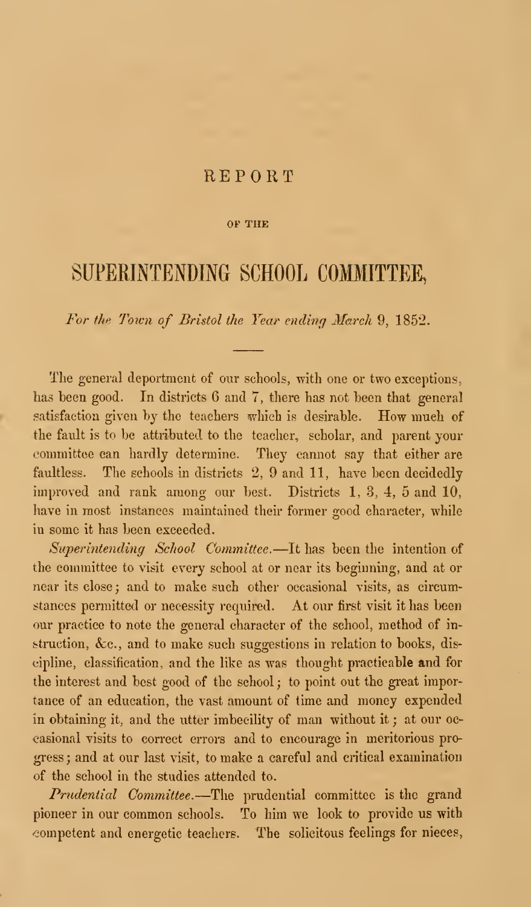# REPORT

OF THE

## SUPERINTENDING SCHOOL COMMITTEE,

*For the Town of Bristol the Year ending March 9, 1852.*

---

The general deportment of our schools, with one or two exceptions, has been good. In districts 6 and 7, there has not been that general satisfaction given by the teachers which is desirable. How much of the fault is to be attributed to the teacher, scholar, and parent your committee can hardly determine. They cannot say that either are faultless. The schools in districts 2, 9 and 11, have been decidedly improved and rank among our best. Districts 1, 3, 4, 5 and 10, have in most instances maintained their former good character, while in some it has been exceeded.

*Superintending School Committee.*—It has been the intention of the committee to visit every school at or near its beginning, and at or near its close; and to make such other occasional visits, as circumstances permitted or necessity required. At our first visit it has been our practice to note the general character of the school, method of instruction, &c., and to make such suggestions in relation to books, discipline, classification, and the like as was thought practicable and for the interest and best good of the school; to point out the great importance of an education, the vast amount of time and money expended in obtaining it, and the utter imbecility of man without it; at our occasional visits to correct errors and to encourage in meritorious progress; and at our last visit, to make a careful and critical examination of the school in the studies attended to.

*Prudential Committee.*—The prudential committee is the grand pioneer in our common schools. To him we look to provide us with competent and energetic teachers. The solicitous feelings for nieces,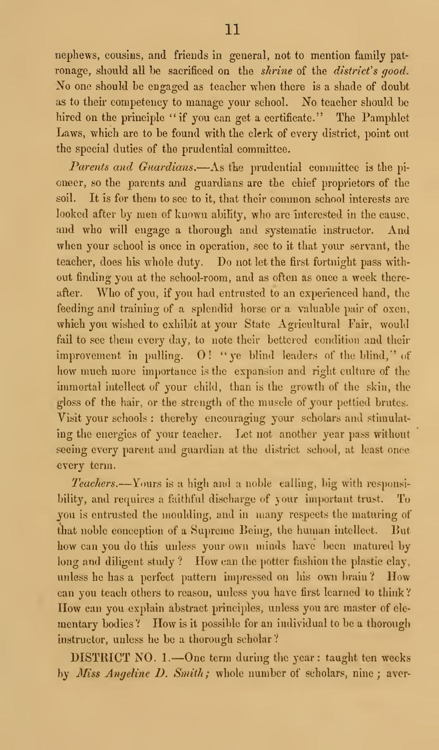nephews, cousins, and friends in general, not to mention family patronage, should all be sacrificed on the *shrine* of the *district's good.* No one should be engaged as teacher when there is a shade of doubt as to their competency to manage your school. No teacher should be hired on the principle "if you can get a certificate." The Pamphlet Laws, which are to be found with the clerk of every district, point out the special duties of the prudential committee.

*Parents and Guardians.*—As the prudential committee is the pioneer, so the parents and guardians are the chief proprietors of the soil. It is for them to see to it, that their common school interests are looked after by men of known ability, who are interested in the cause, and who will engage a thorough and systematic instructor. And when your school is once in operation, see to it that your servant, the teacher, does his whole duty. Do not let the first fortnight pass without finding you at the school-room, and as often as once a week thereafter. Who of you, if you had entrusted to an experienced hand, the feeding and training of a splendid horse or a valuable pair of oxen, which you wished to exhibit at your State Agricultural Fair, would fail to see them every day, to note their bettered condition and their improvement in pulling. O! "ye blind leaders of the blind," of how much more importance is the expansion and right culture of the immortal intellect of your child, than is the growth of the skin, the gloss of the hair, or the strength of the muscle of your pettied brutes. Visit your schools: thereby encouraging your scholars and stimulating the energies of your teacher. Let not another year pass without seeing every parent and guardian at the district school, at least once every term.

*Teachers.*—Yours is a high and a noble calling, big with responsibility, and requires a faithful discharge of your important trust. To you is entrusted the moulding, and in many respects the maturing of that noble conception of a Supreme Being, the human intellect. But how can you do this unless your own minds have been matured by long and diligent study? How can the potter fashion the plastic clay, unless he has a perfect pattern impressed on his own brain? How can you teach others to reason, unless you have first learned to think? How can you explain abstract principles, unless you are master of elementary bodies? How is it possible for an individual to be a thorough instructor, unless he be a thorough scholar?

DISTRICT NO. 1.—One term during the year: taught ten weeks by *Miss Angeline D. Smith;* whole number of scholars, nine; aver-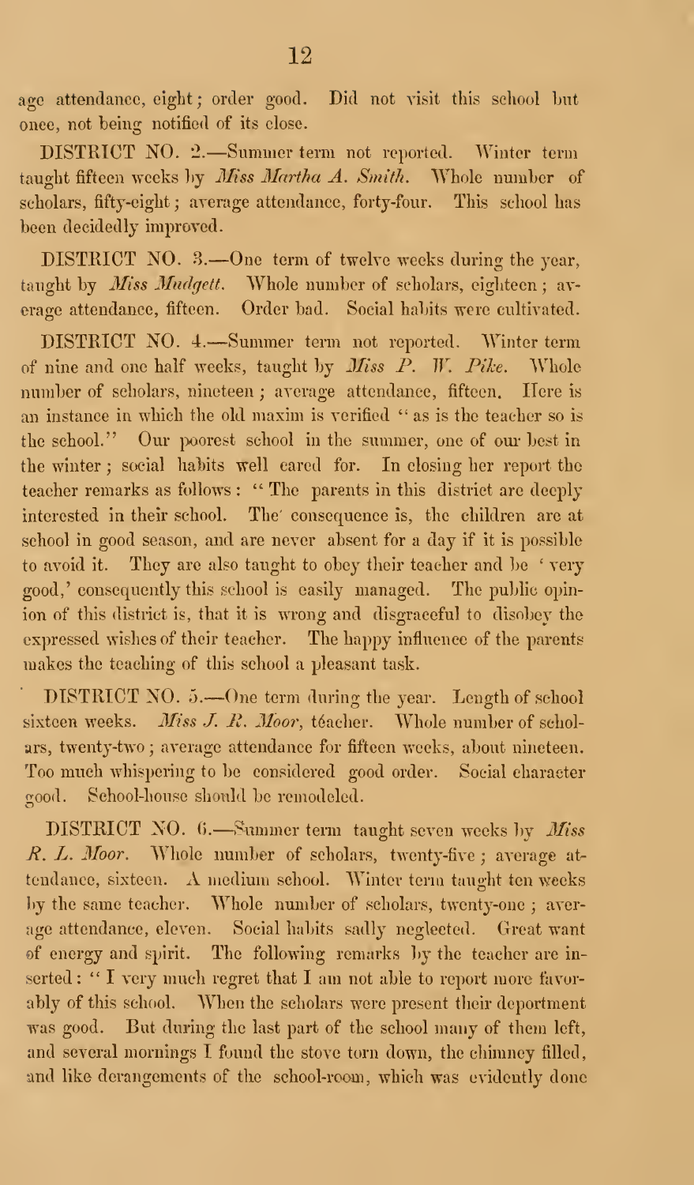age attendance, eight; order good. Did not visit this school but once, not being notified of its close.

DISTRICT NO. 2.—Summer term not reported. Winter term taught fifteen weeks by *Miss Martha A. Smith*. Whole number of scholars, fifty-eight; average attendance, forty-four. This school has been decidedly improved.

DISTRICT NO. 3.—One term of twelve weeks during the year, taught by *Miss Mudgett*. Whole number of scholars, eighteen; average attendance, fifteen. Order bad. Social habits were cultivated.

DISTRICT NO. 4.—Summer term not reported. Winter term of nine and one half weeks, taught by *Miss P. W. Pike*. Whole number of scholars, nineteen; average attendance, fifteen. Here is an instance in which the old maxim is verified "as is the teacher so is the school." Our poorest school in the summer, one of our best in the winter; social habits well cared for. In closing her report the teacher remarks as follows: "The parents in this district are deeply interested in their school. The consequence is, the children are at school in good season, and are never absent for a day if it is possible to avoid it. They are also taught to obey their teacher and be 'very good,' consequently this school is easily managed. The public opinion of this district is, that it is wrong and disgraceful to disobey the expressed wishes of their teacher. The happy influence of the parents makes the teaching of this school a pleasant task.

DISTRICT NO. 5.—One term during the year. Length of school sixteen weeks. *Miss J. R. Moor*, téacher. Whole number of scholars, twenty-two; average attendance for fifteen weeks, about nineteen. Too much whispering to be considered good order. Social character good. School-house should be remodeled.

DISTRICT NO. 6.—Summer term taught seven weeks by *Miss R. L. Moor*. Whole number of scholars, twenty-five; average attendance, sixteen. A medium school. Winter term taught ten weeks by the same teacher. Whole number of scholars, twenty-one; average attendance, eleven. Social habits sadly neglected. Great want of energy and spirit. The following remarks by the teacher are inserted: "I very much regret that I am not able to report more favorably of this school. When the scholars were present their deportment was good. But during the last part of the school many of them left, and several mornings I found the stove torn down, the chimney filled, and like derangements of the school-room, which was evidently done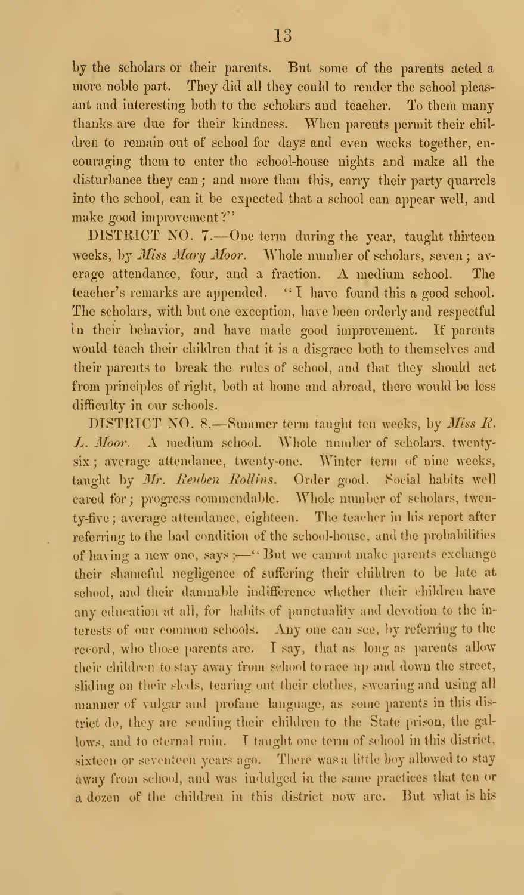by the scholars or their parents. But some of the parents acted a more noble part. They did all they could to render the school pleasant and interesting both to the scholars and teacher. To them many thanks are due for their kindness. When parents permit their children to remain out of school for days and even weeks together, encouraging them to enter the school-house nights and make all the disturbance they can; and more than this, carry their party quarrels into the school, can it be expected that a school can appear well, and make good improvement?"

DISTRICT NO. 7.—One term during the year, taught thirteen weeks, by *Miss Mary Moor*. Whole number of scholars, seven; average attendance, four, and a fraction. A medium school. The teacher's remarks are appended. "I have found this a good school. The scholars, with but one exception, have been orderly and respectful in their behavior, and have made good improvement. If parents would teach their children that it is a disgrace both to themselves and their parents to break the rules of school, and that they should act from principles of right, both at home and abroad, there would be less difficulty in our schools.

DISTRICT NO. 8.—Summer term taught ten weeks, by *Miss R. L. Moor*. A medium school. Whole number of scholars, twenty-six; average attendance, twenty-one. Winter term of nine weeks, taught by *Mr. Reuben Rollins*. Order good. Social habits well cared for; progress commendable. Whole number of scholars, twenty-five; average attendance, eighteen. The teacher in his report after referring to the bad condition of the school-house, and the probabilities of having a new one, says;—"But we cannot make parents exchange their shameful negligence of suffering their children to be late at school, and their damnable indifference whether their children have any education at all, for habits of punctuality and devotion to the interests of our common schools. Any one can see, by referring to the record, who those parents are. I say, that as long as parents allow their children to stay away from school to race up and down the street, sliding on their sleds, tearing out their clothes, swearing and using all manner of vulgar and profane language, as some parents in this district do, they are sending their children to the State prison, the gallows, and to eternal ruin. I taught one term of school in this district, sixteen or seventeen years ago. There was a little boy allowed to stay away from school, and was indulged in the same practices that ten or a dozen of the children in this district now are. But what is his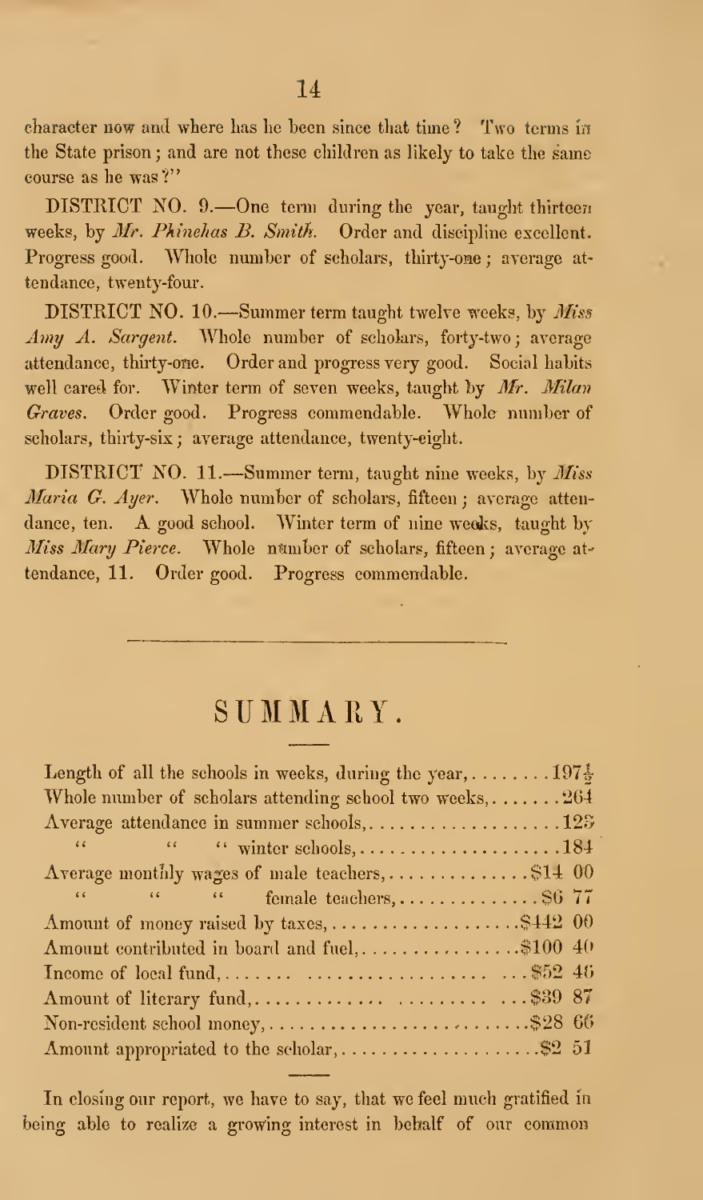character now and where has he been since that time? Two terms in the State prison; and are not these children as likely to take the same course as he was?"

DISTRICT NO. 9.—One term during the year, taught thirteen weeks, by *Mr. Phinehas B. Smith*. Order and discipline excellent. Progress good. Whole number of scholars, thirty-one; average attendance, twenty-four.

DISTRICT NO. 10.—Summer term taught twelve weeks, by *Miss Amy A. Sargent*. Whole number of scholars, forty-two; average attendance, thirty-one. Order and progress very good. Social habits well cared for. Winter term of seven weeks, taught by *Mr. Milan Graves*. Order good. Progress commendable. Whole number of scholars, thirty-six; average attendance, twenty-eight.

DISTRICT NO. 11.—Summer term, taught nine weeks, by *Miss Maria G. Ayer*. Whole number of scholars, fifteen; average attendance, ten. A good school. Winter term of nine weeks, taught by *Miss Mary Pierce*. Whole number of scholars, fifteen; average attendance, 11. Order good. Progress commendable.

---

## SUMMARY.

| | |
|---|---|
| Length of all the schools in weeks, during the year, | 197½ |
| Whole number of scholars attending school two weeks, | 264 |
| Average attendance in summer schools, | 123 |
| " " " winter schools, | 184 |
| Average monthly wages of male teachers, | $14 00 |
| " " " female teachers, | $6 77 |
| Amount of money raised by taxes, | $442 00 |
| Amount contributed in board and fuel, | $100 40 |
| Income of local fund, | $52 46 |
| Amount of literary fund, | $39 87 |
| Non-resident school money, | $28 66 |
| Amount appropriated to the scholar, | $2 51 |

---

In closing our report, we have to say, that we feel much gratified in being able to realize a growing interest in behalf of our common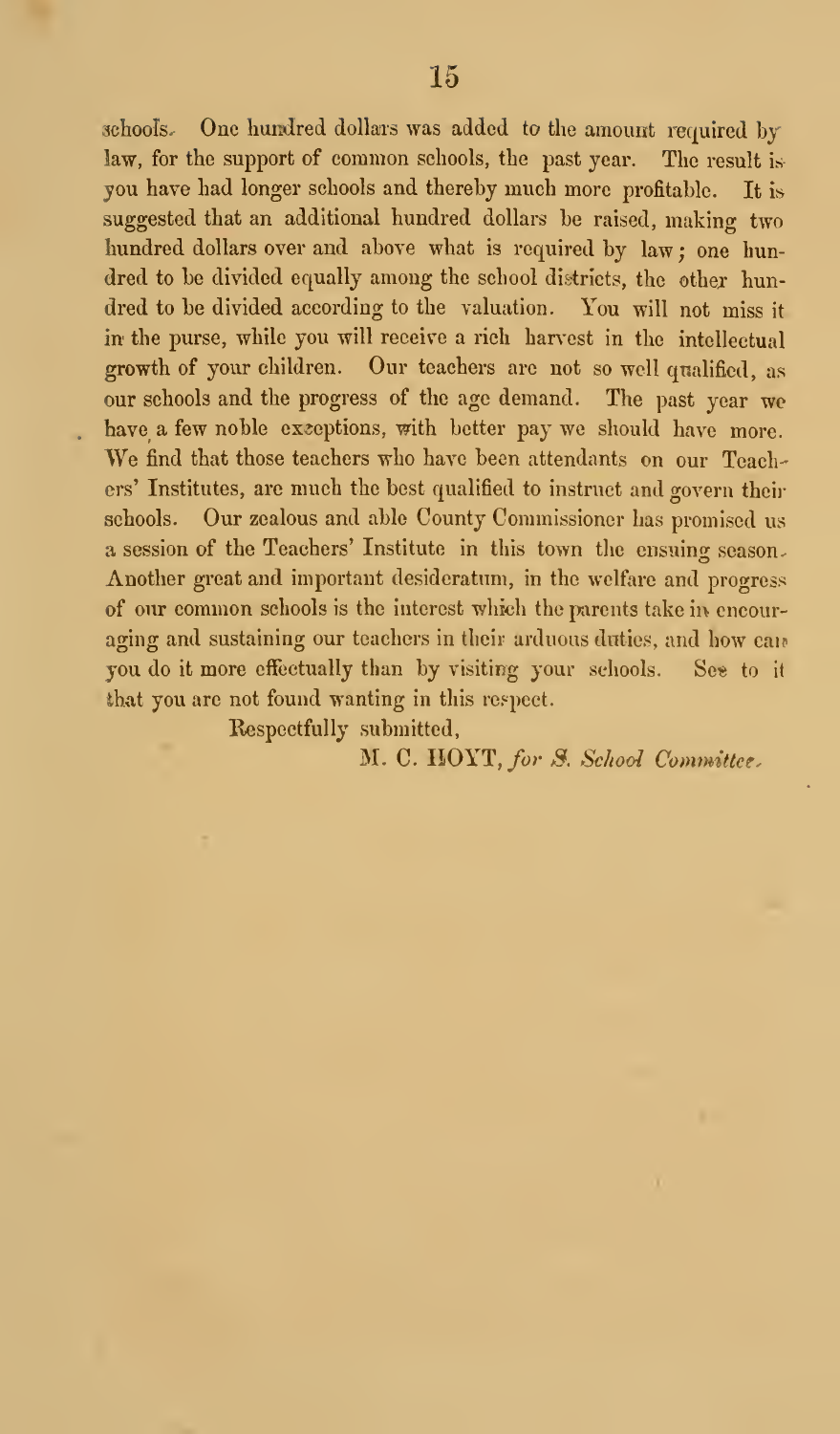schools. One hundred dollars was added to the amount required by law, for the support of common schools, the past year. The result is you have had longer schools and thereby much more profitable. It is suggested that an additional hundred dollars be raised, making two hundred dollars over and above what is required by law; one hundred to be divided equally among the school districts, the other hundred to be divided according to the valuation. You will not miss it in the purse, while you will receive a rich harvest in the intellectual growth of your children. Our teachers are not so well qualified, as our schools and the progress of the age demand. The past year we have a few noble exceptions, with better pay we should have more. We find that those teachers who have been attendants on our Teachers' Institutes, are much the best qualified to instruct and govern their schools. Our zealous and able County Commissioner has promised us a session of the Teachers' Institute in this town the ensuing season. Another great and important desideratum, in the welfare and progress of our common schools is the interest which the parents take in encouraging and sustaining our teachers in their arduous duties, and how can you do it more effectually than by visiting your schools. See to it that you are not found wanting in this respect.

Respectfully submitted,

M. C. HOYT, *for S. School Committee.*